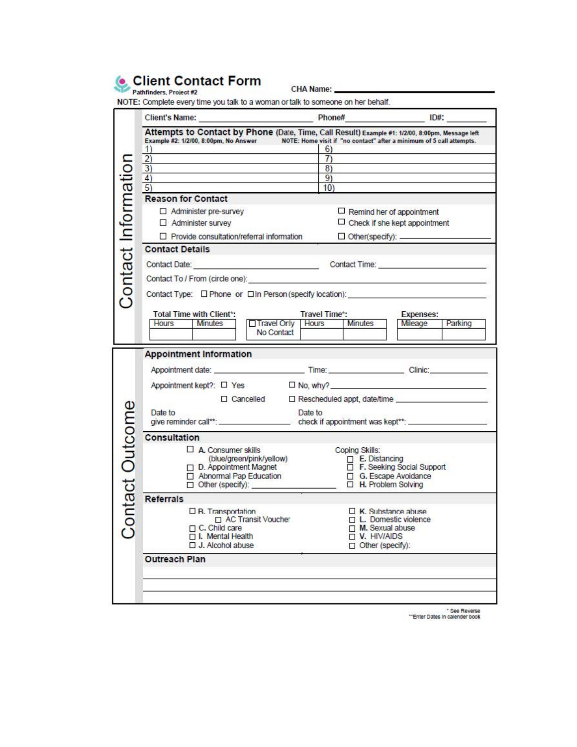# Client Contact Form

Pathfinders, Project #2

CHA Name: \_\_\_\_\_\_\_\_\_\_\_\_\_\_\_\_\_\_\_\_

NOTE: Complete every time you talk to a woman or talk to someone on her behalf.

## Contact Information

Client's Name: \_\_\_\_\_\_\_\_\_\_\_\_\_\_\_\_\_\_\_\_ Phone# \_\_\_\_\_\_\_\_\_\_\_\_\_\_\_\_ ID#: \_\_\_\_\_\_\_\_

### Attempts to Contact by Phone (Date, Time, Call Result)

Example #1: 1/2/00, 8:00pm, Message left

Example #2: 1/2/00, 8:00pm, No Answer

NOTE: Home visit if "no contact" after a minimum of 5 call attempts.

| | |
|---|---|
| 1) | 6) |
| 2) | 7) |
| 3) | 8) |
| 4) | 9) |
| 5) | 10) |

### Reason for Contact

- ☐ Administer pre-survey
- ☐ Administer survey
- ☐ Provide consultation/referral information
- ☐ Remind her of appointment
- ☐ Check if she kept appointment
- ☐ Other(specify): \_\_\_\_\_\_\_\_\_\_

### Contact Details

Contact Date: \_\_\_\_\_\_\_\_\_\_\_\_\_\_\_\_ Contact Time: \_\_\_\_\_\_\_\_\_\_\_\_\_\_\_\_

Contact To / From (circle one): \_\_\_\_\_\_\_\_\_\_\_\_\_\_\_\_

Contact Type: ☐ Phone or ☐ In Person (specify location): \_\_\_\_\_\_\_\_\_\_\_\_\_\_\_\_

| Total Time with Client*: | | | Travel Time*: | | Expenses: | |
|---|---|---|---|---|---|---|
| Hours | Minutes | ☐ Travel Only No Contact | Hours | Minutes | Mileage | Parking |
| | | | | | | |

## Contact Outcome

### Appointment Information

Appointment date: \_\_\_\_\_\_\_\_\_\_\_\_ Time: \_\_\_\_\_\_\_\_\_\_\_\_ Clinic: \_\_\_\_\_\_\_\_\_\_\_\_

Appointment kept?: ☐ Yes ☐ No, why? \_\_\_\_\_\_\_\_\_\_\_\_

☐ Cancelled ☐ Rescheduled appt, date/time \_\_\_\_\_\_\_\_\_\_\_\_

Date to give reminder call**: \_\_\_\_\_\_\_\_\_\_\_\_ Date to check if appointment was kept**: \_\_\_\_\_\_\_\_\_\_\_\_

### Consultation

- ☐ **A.** Consumer skills (blue/green/pink/yellow)
- ☐ **D.** Appointment Magnet
- ☐ Abnormal Pap Education
- ☐ Other (specify): \_\_\_\_\_\_\_\_\_\_

Coping Skills:

- ☐ **E.** Distancing
- ☐ **F.** Seeking Social Support
- ☐ **G.** Escape Avoidance
- ☐ **H.** Problem Solving

### Referrals

- ☐ **B.** Transportation
  - ☐ AC Transit Voucher
- ☐ **C.** Child care
- ☐ **I.** Mental Health
- ☐ **J.** Alcohol abuse
- ☐ **K.** Substance abuse
- ☐ **L.** Domestic violence
- ☐ **M.** Sexual abuse
- ☐ **V.** HIV/AIDS
- ☐ Other (specify):

### Outreach Plan

\_\_\_\_\_\_\_\_\_\_\_\_\_\_\_\_\_\_\_\_\_\_\_\_\_\_\_\_\_\_\_\_\_\_\_\_\_\_\_\_

\_\_\_\_\_\_\_\_\_\_\_\_\_\_\_\_\_\_\_\_\_\_\_\_\_\_\_\_\_\_\_\_\_\_\_\_\_\_\_\_

\* See Reverse

\*\*Enter Dates in calender book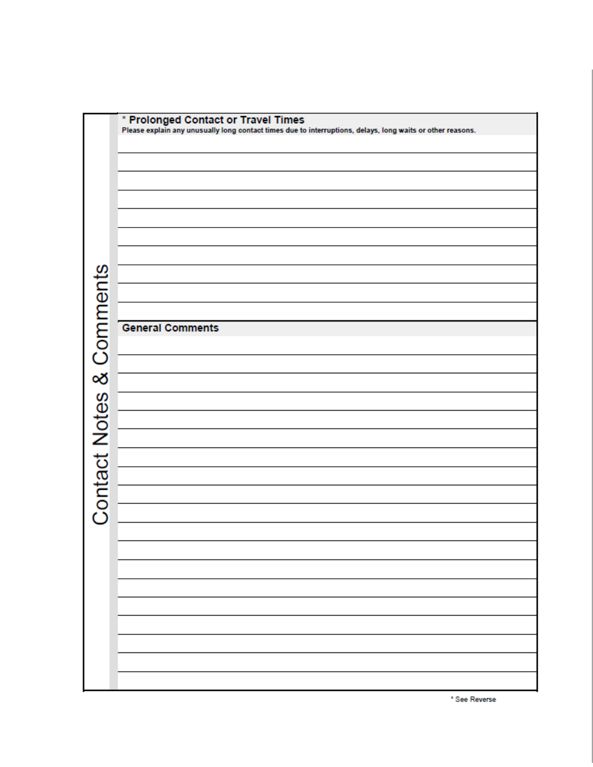## Contact Notes & Comments

### * Prolonged Contact or Travel Times

Please explain any unusually long contact times due to interruptions, delays, long waits or other reasons.

### General Comments

* See Reverse